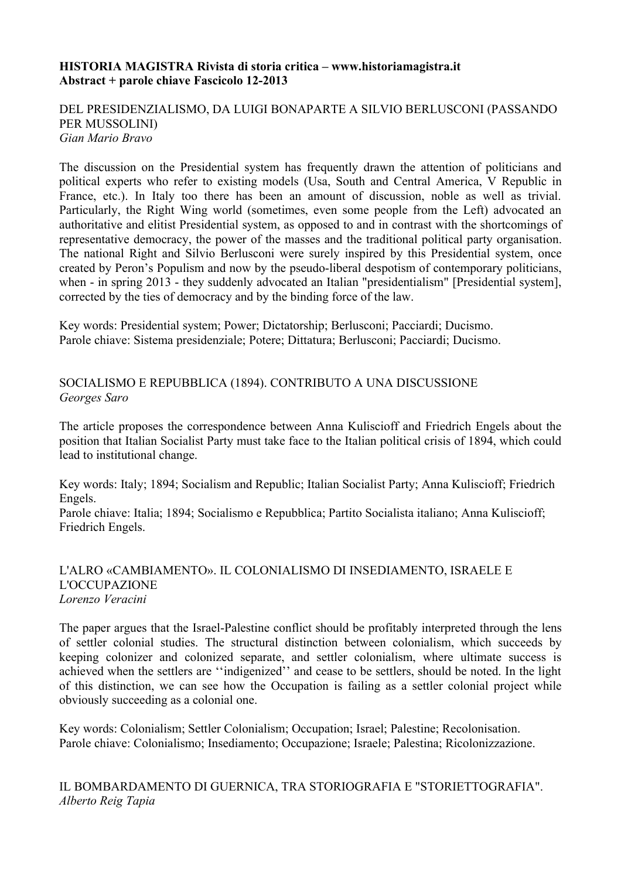**HISTORIA MAGISTRA Rivista di storia critica – www.historiamagistra.it**
**Abstract + parole chiave Fascicolo 12-2013**

## DEL PRESIDENZIALISMO, DA LUIGI BONAPARTE A SILVIO BERLUSCONI (PASSANDO PER MUSSOLINI)

*Gian Mario Bravo*

The discussion on the Presidential system has frequently drawn the attention of politicians and political experts who refer to existing models (Usa, South and Central America, V Republic in France, etc.). In Italy too there has been an amount of discussion, noble as well as trivial. Particularly, the Right Wing world (sometimes, even some people from the Left) advocated an authoritative and elitist Presidential system, as opposed to and in contrast with the shortcomings of representative democracy, the power of the masses and the traditional political party organisation. The national Right and Silvio Berlusconi were surely inspired by this Presidential system, once created by Peron's Populism and now by the pseudo-liberal despotism of contemporary politicians, when - in spring 2013 - they suddenly advocated an Italian "presidentialism" [Presidential system], corrected by the ties of democracy and by the binding force of the law.

Key words: Presidential system; Power; Dictatorship; Berlusconi; Pacciardi; Ducismo.
Parole chiave: Sistema presidenziale; Potere; Dittatura; Berlusconi; Pacciardi; Ducismo.

## SOCIALISMO E REPUBBLICA (1894). CONTRIBUTO A UNA DISCUSSIONE

*Georges Saro*

The article proposes the correspondence between Anna Kuliscioff and Friedrich Engels about the position that Italian Socialist Party must take face to the Italian political crisis of 1894, which could lead to institutional change.

Key words: Italy; 1894; Socialism and Republic; Italian Socialist Party; Anna Kuliscioff; Friedrich Engels.
Parole chiave: Italia; 1894; Socialismo e Repubblica; Partito Socialista italiano; Anna Kuliscioff; Friedrich Engels.

## L'ALRO «CAMBIAMENTO». IL COLONIALISMO DI INSEDIAMENTO, ISRAELE E L'OCCUPAZIONE

*Lorenzo Veracini*

The paper argues that the Israel-Palestine conflict should be profitably interpreted through the lens of settler colonial studies. The structural distinction between colonialism, which succeeds by keeping colonizer and colonized separate, and settler colonialism, where ultimate success is achieved when the settlers are ''indigenized'' and cease to be settlers, should be noted. In the light of this distinction, we can see how the Occupation is failing as a settler colonial project while obviously succeeding as a colonial one.

Key words: Colonialism; Settler Colonialism; Occupation; Israel; Palestine; Recolonisation.
Parole chiave: Colonialismo; Insediamento; Occupazione; Israele; Palestina; Ricolonizzazione.

## IL BOMBARDAMENTO DI GUERNICA, TRA STORIOGRAFIA E "STORIETTOGRAFIA".

*Alberto Reig Tapia*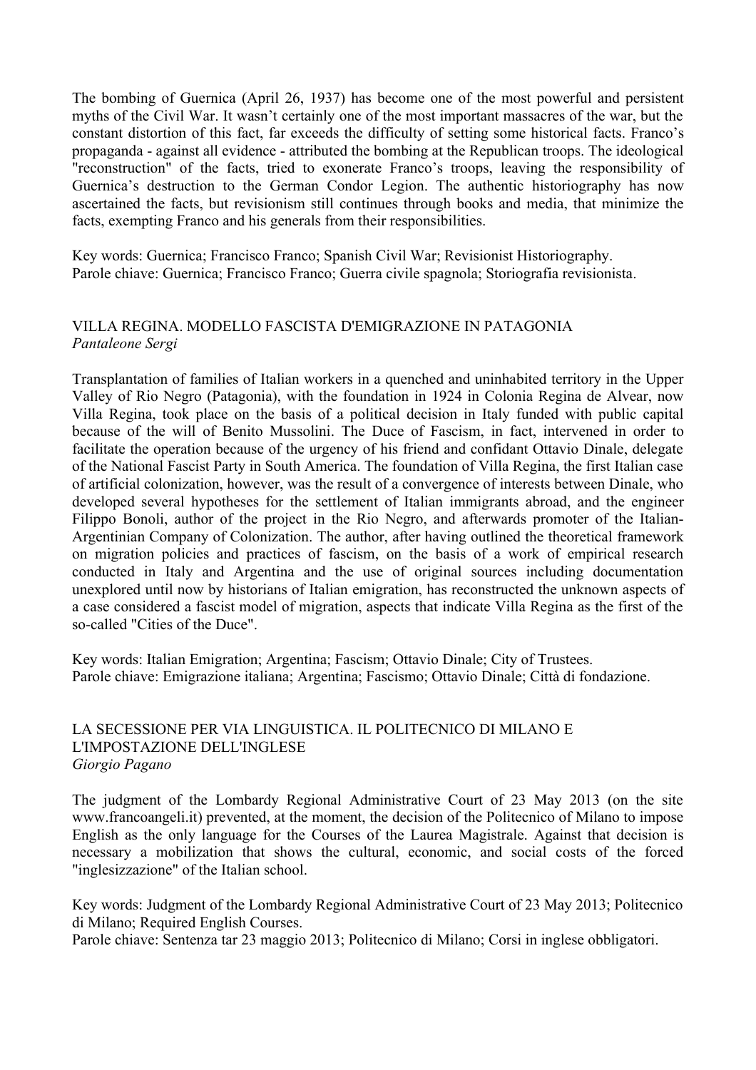The bombing of Guernica (April 26, 1937) has become one of the most powerful and persistent myths of the Civil War. It wasn't certainly one of the most important massacres of the war, but the constant distortion of this fact, far exceeds the difficulty of setting some historical facts. Franco's propaganda - against all evidence - attributed the bombing at the Republican troops. The ideological "reconstruction" of the facts, tried to exonerate Franco's troops, leaving the responsibility of Guernica's destruction to the German Condor Legion. The authentic historiography has now ascertained the facts, but revisionism still continues through books and media, that minimize the facts, exempting Franco and his generals from their responsibilities.

Key words: Guernica; Francisco Franco; Spanish Civil War; Revisionist Historiography.
Parole chiave: Guernica; Francisco Franco; Guerra civile spagnola; Storiografia revisionista.

## VILLA REGINA. MODELLO FASCISTA D'EMIGRAZIONE IN PATAGONIA

*Pantaleone Sergi*

Transplantation of families of Italian workers in a quenched and uninhabited territory in the Upper Valley of Rio Negro (Patagonia), with the foundation in 1924 in Colonia Regina de Alvear, now Villa Regina, took place on the basis of a political decision in Italy funded with public capital because of the will of Benito Mussolini. The Duce of Fascism, in fact, intervened in order to facilitate the operation because of the urgency of his friend and confidant Ottavio Dinale, delegate of the National Fascist Party in South America. The foundation of Villa Regina, the first Italian case of artificial colonization, however, was the result of a convergence of interests between Dinale, who developed several hypotheses for the settlement of Italian immigrants abroad, and the engineer Filippo Bonoli, author of the project in the Rio Negro, and afterwards promoter of the Italian-Argentinian Company of Colonization. The author, after having outlined the theoretical framework on migration policies and practices of fascism, on the basis of a work of empirical research conducted in Italy and Argentina and the use of original sources including documentation unexplored until now by historians of Italian emigration, has reconstructed the unknown aspects of a case considered a fascist model of migration, aspects that indicate Villa Regina as the first of the so-called "Cities of the Duce".

Key words: Italian Emigration; Argentina; Fascism; Ottavio Dinale; City of Trustees.
Parole chiave: Emigrazione italiana; Argentina; Fascismo; Ottavio Dinale; Città di fondazione.

## LA SECESSIONE PER VIA LINGUISTICA. IL POLITECNICO DI MILANO E L'IMPOSTAZIONE DELL'INGLESE

*Giorgio Pagano*

The judgment of the Lombardy Regional Administrative Court of 23 May 2013 (on the site www.francoangeli.it) prevented, at the moment, the decision of the Politecnico of Milano to impose English as the only language for the Courses of the Laurea Magistrale. Against that decision is necessary a mobilization that shows the cultural, economic, and social costs of the forced "inglesizzazione" of the Italian school.

Key words: Judgment of the Lombardy Regional Administrative Court of 23 May 2013; Politecnico di Milano; Required English Courses.
Parole chiave: Sentenza tar 23 maggio 2013; Politecnico di Milano; Corsi in inglese obbligatori.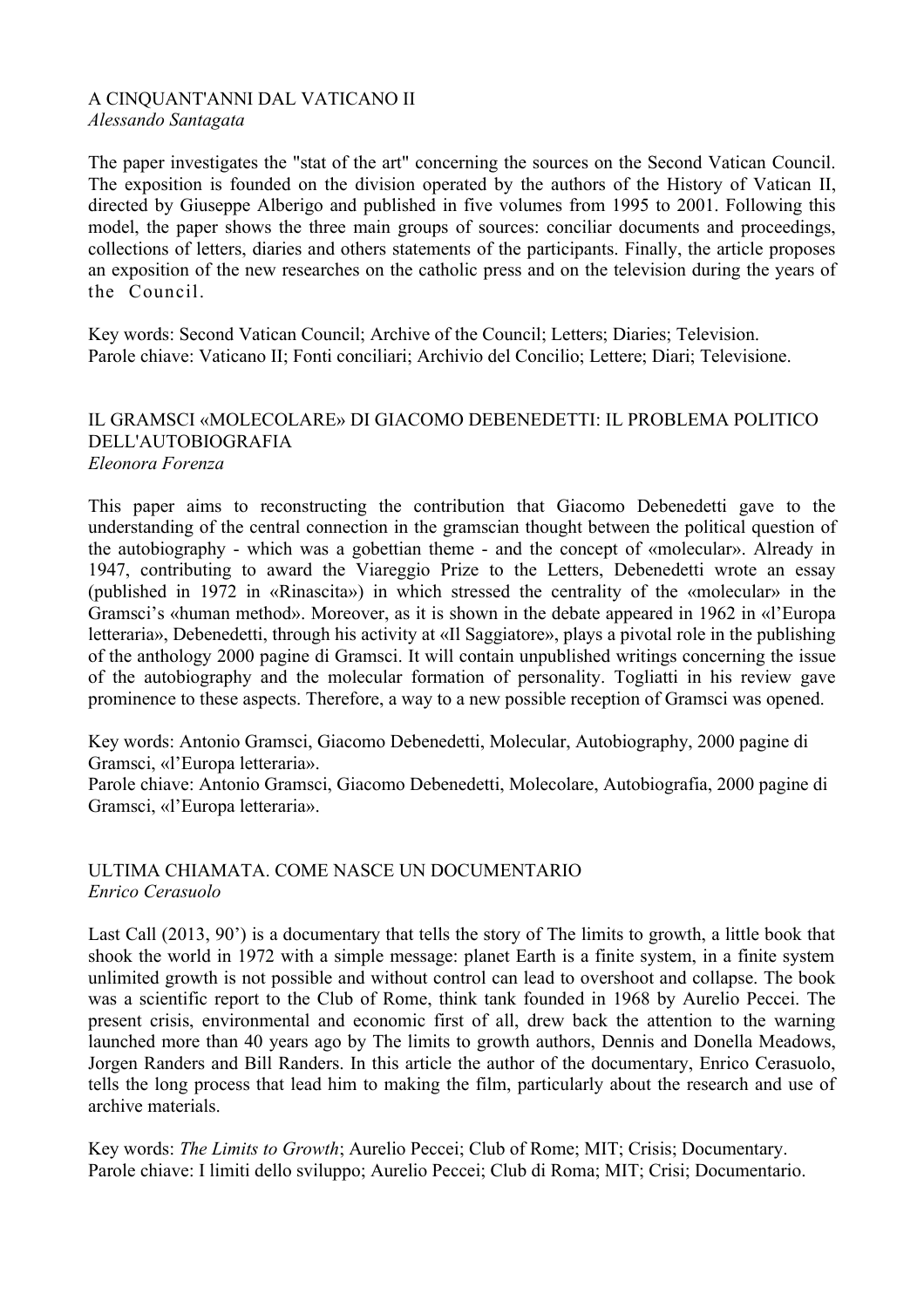## A CINQUANT'ANNI DAL VATICANO II

*Alessando Santagata*

The paper investigates the "stat of the art" concerning the sources on the Second Vatican Council. The exposition is founded on the division operated by the authors of the History of Vatican II, directed by Giuseppe Alberigo and published in five volumes from 1995 to 2001. Following this model, the paper shows the three main groups of sources: conciliar documents and proceedings, collections of letters, diaries and others statements of the participants. Finally, the article proposes an exposition of the new researches on the catholic press and on the television during the years of the Council.

Key words: Second Vatican Council; Archive of the Council; Letters; Diaries; Television.
Parole chiave: Vaticano II; Fonti conciliari; Archivio del Concilio; Lettere; Diari; Televisione.

## IL GRAMSCI «MOLECOLARE» DI GIACOMO DEBENEDETTI: IL PROBLEMA POLITICO DELL'AUTOBIOGRAFIA

*Eleonora Forenza*

This paper aims to reconstructing the contribution that Giacomo Debenedetti gave to the understanding of the central connection in the gramscian thought between the political question of the autobiography - which was a gobettian theme - and the concept of «molecular». Already in 1947, contributing to award the Viareggio Prize to the Letters, Debenedetti wrote an essay (published in 1972 in «Rinascita») in which stressed the centrality of the «molecular» in the Gramsci's «human method». Moreover, as it is shown in the debate appeared in 1962 in «l'Europa letteraria», Debenedetti, through his activity at «Il Saggiatore», plays a pivotal role in the publishing of the anthology 2000 pagine di Gramsci. It will contain unpublished writings concerning the issue of the autobiography and the molecular formation of personality. Togliatti in his review gave prominence to these aspects. Therefore, a way to a new possible reception of Gramsci was opened.

Key words: Antonio Gramsci, Giacomo Debenedetti, Molecular, Autobiography, 2000 pagine di Gramsci, «l'Europa letteraria».
Parole chiave: Antonio Gramsci, Giacomo Debenedetti, Molecolare, Autobiografia, 2000 pagine di Gramsci, «l'Europa letteraria».

## ULTIMA CHIAMATA. COME NASCE UN DOCUMENTARIO

*Enrico Cerasuolo*

Last Call (2013, 90') is a documentary that tells the story of The limits to growth, a little book that shook the world in 1972 with a simple message: planet Earth is a finite system, in a finite system unlimited growth is not possible and without control can lead to overshoot and collapse. The book was a scientific report to the Club of Rome, think tank founded in 1968 by Aurelio Peccei. The present crisis, environmental and economic first of all, drew back the attention to the warning launched more than 40 years ago by The limits to growth authors, Dennis and Donella Meadows, Jorgen Randers and Bill Randers. In this article the author of the documentary, Enrico Cerasuolo, tells the long process that lead him to making the film, particularly about the research and use of archive materials.

Key words: *The Limits to Growth*; Aurelio Peccei; Club of Rome; MIT; Crisis; Documentary.
Parole chiave: I limiti dello sviluppo; Aurelio Peccei; Club di Roma; MIT; Crisi; Documentario.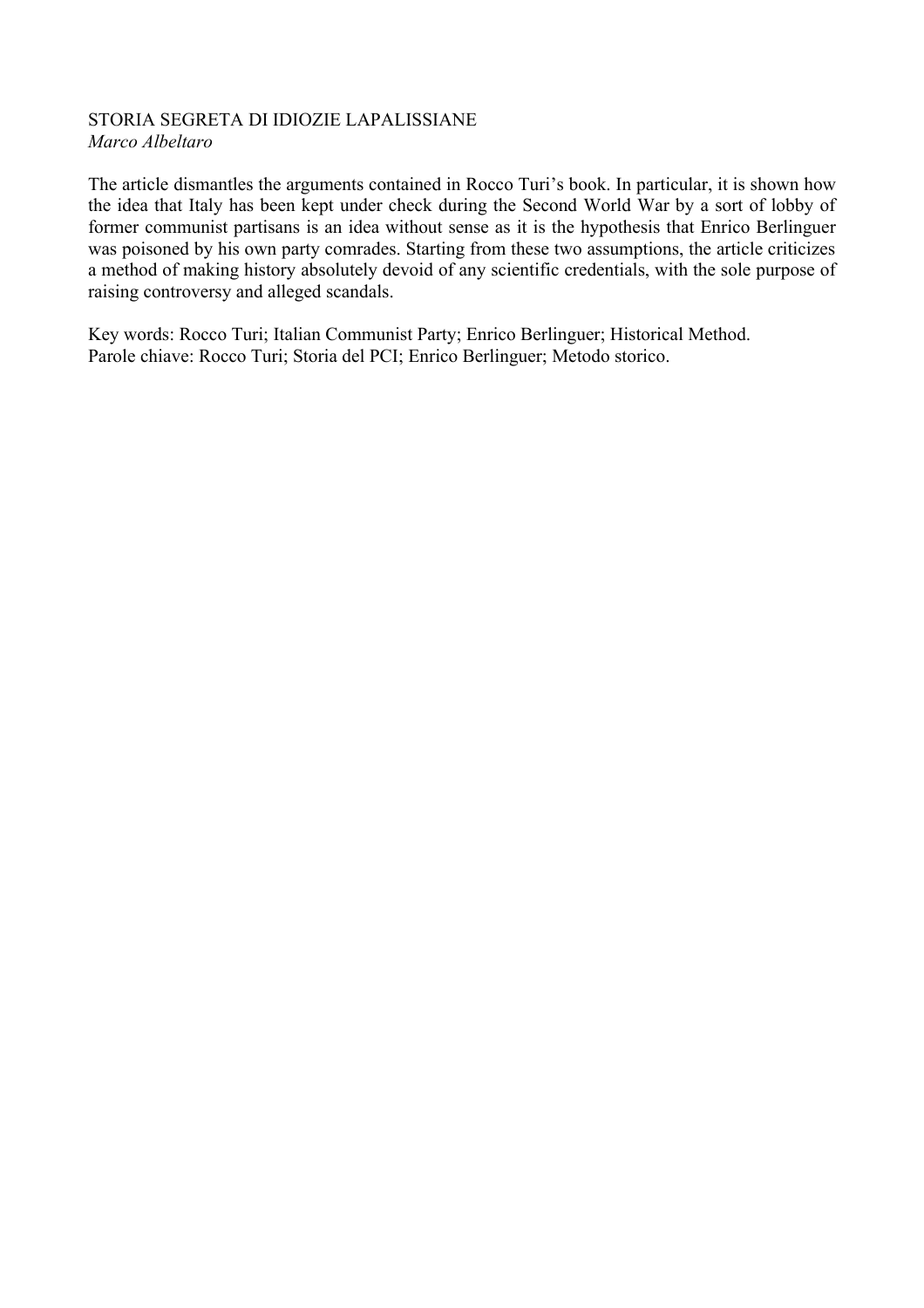STORIA SEGRETA DI IDIOZIE LAPALISSIANE
*Marco Albeltaro*

The article dismantles the arguments contained in Rocco Turi's book. In particular, it is shown how the idea that Italy has been kept under check during the Second World War by a sort of lobby of former communist partisans is an idea without sense as it is the hypothesis that Enrico Berlinguer was poisoned by his own party comrades. Starting from these two assumptions, the article criticizes a method of making history absolutely devoid of any scientific credentials, with the sole purpose of raising controversy and alleged scandals.

Key words: Rocco Turi; Italian Communist Party; Enrico Berlinguer; Historical Method.
Parole chiave: Rocco Turi; Storia del PCI; Enrico Berlinguer; Metodo storico.